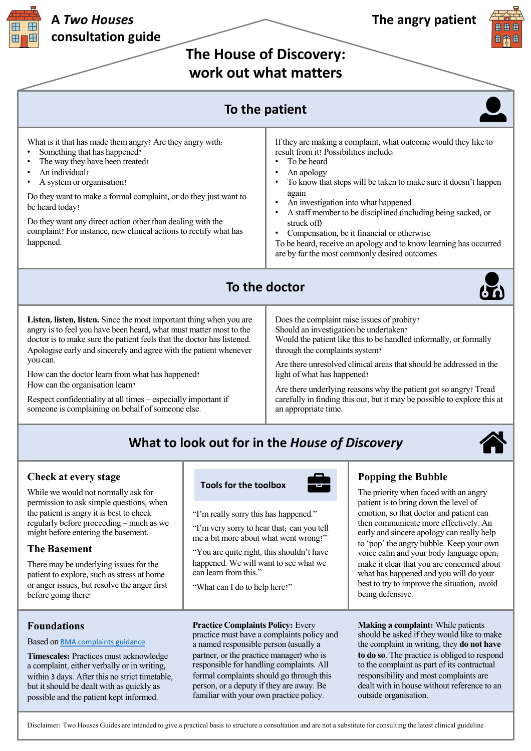# A *Two Houses* consultation guide

# The angry patient

## The House of Discovery: work out what matters

### To the patient

What is it that has made them angry? Are they angry with:

- Something that has happened?
- The way they have been treated?
- An individual?
- A system or organisation?

Do they want to make a formal complaint, or do they just want to be heard today?

Do they want any direct action other than dealing with the complaint? For instance, new clinical actions to rectify what has happened.

If they are making a complaint, what outcome would they like to result from it? Possibilities include:

- To be heard
- An apology
- To know that steps will be taken to make sure it doesn't happen again
- An investigation into what happened
- A staff member to be disciplined (including being sacked, or struck off)
- Compensation, be it financial or otherwise

To be heard, receive an apology and to know learning has occurred are by far the most commonly desired outcomes

### To the doctor

**Listen, listen, listen.** Since the most important thing when you are angry is to feel you have been heard, what must matter most to the doctor is to make sure the patient feels that the doctor has listened. Apologise early and sincerely and agree with the patient whenever you can.

How can the doctor learn from what has happened?
How can the organisation learn?

Respect confidentiality at all times – especially important if someone is complaining on behalf of someone else.

Does the complaint raise issues of probity?
Should an investigation be undertaken?
Would the patient like this to be handled informally, or formally through the complaints system?

Are there unresolved clinical areas that should be addressed in the light of what has happened?

Are there underlying reasons why the patient got so angry? Tread carefully in finding this out, but it may be possible to explore this at an appropriate time.

### What to look out for in the *House of Discovery*

#### Check at every stage

While we would not normally ask for permission to ask simple questions, when the patient is angry it is best to check regularly before proceeding – much as we might before entering the basement.

#### The Basement

There may be underlying issues for the patient to explore, such as stress at home or anger issues, but resolve the anger first before going there!

#### Tools for the toolbox

"I'm really sorry this has happened."

"I'm very sorry to hear that; can you tell me a bit more about what went wrong?"

"You are quite right, this shouldn't have happened. We will want to see what we can learn from this."

"What can I do to help here?"

#### Popping the Bubble

The priority when faced with an angry patient is to bring down the level of emotion, so that doctor and patient can then communicate more effectively. An early and sincere apology can really help to 'pop' the angry bubble. Keep your own voice calm and your body language open; make it clear that you are concerned about what has happened and you will do your best to try to improve the situation; avoid being defensive.

#### Foundations

Based on BMA complaints guidance

**Timescales:** Practices must acknowledge a complaint, either verbally or in writing, within 3 days. After this no strict timetable, but it should be dealt with as quickly as possible and the patient kept informed.

**Practice Complaints Policy:** Every practice must have a complaints policy and a named responsible person (usually a partner, or the practice manager) who is responsible for handling complaints. All formal complaints should go through this person, or a deputy if they are away. Be familiar with your own practice policy.

**Making a complaint:** While patients should be asked if they would like to make the complaint in writing, they **do not have to do so**. The practice is obliged to respond to the complaint as part of its contractual responsibility and most complaints are dealt with in house without reference to an outside organisation.

Disclaimer: Two Houses Guides are intended to give a practical basis to structure a consultation and are not a substitute for consulting the latest clinical guideline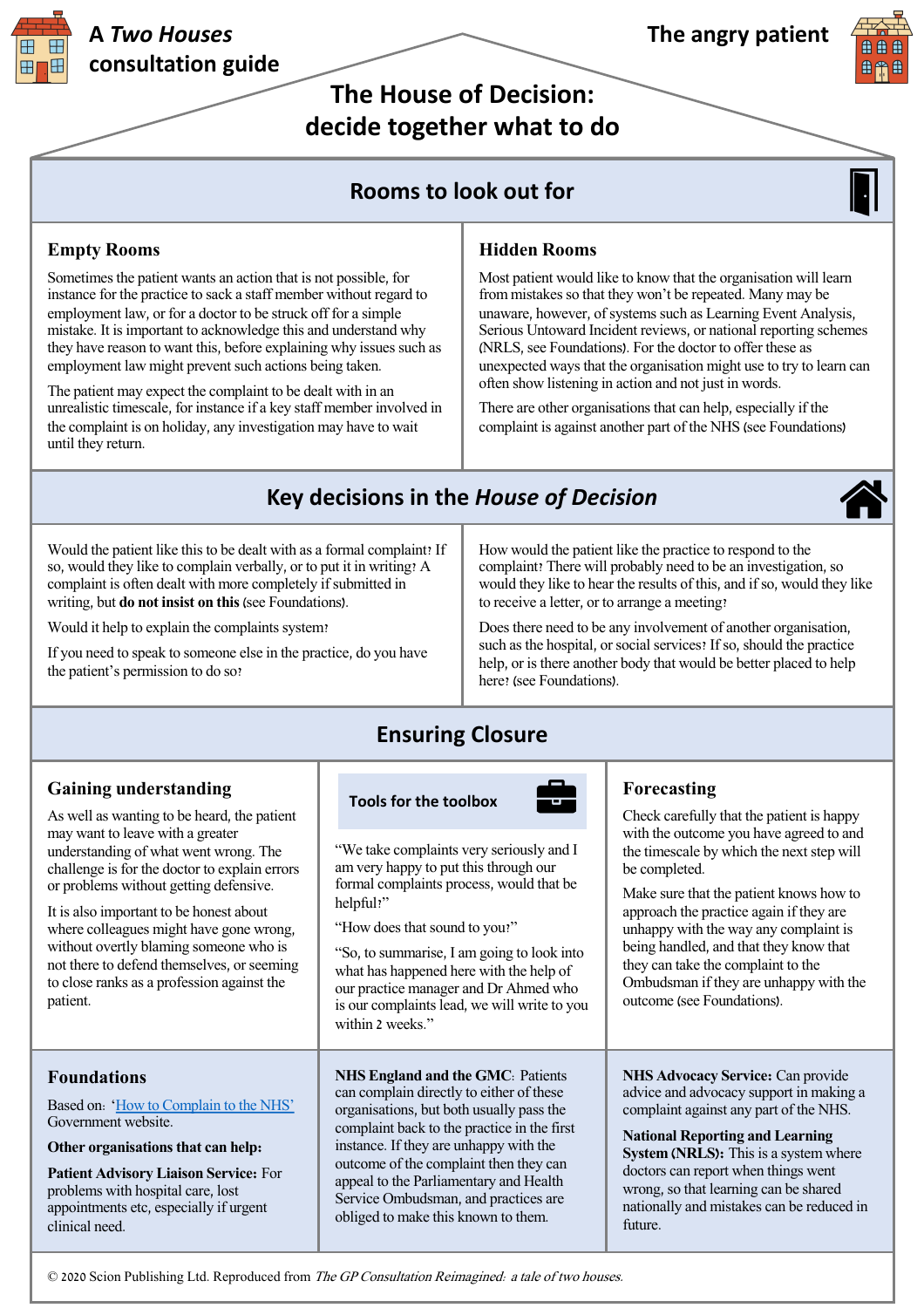A *Two Houses* consultation guide

The angry patient

# The House of Decision: decide together what to do

## Rooms to look out for

### Empty Rooms

Sometimes the patient wants an action that is not possible, for instance for the practice to sack a staff member without regard to employment law, or for a doctor to be struck off for a simple mistake. It is important to acknowledge this and understand why they have reason to want this, before explaining why issues such as employment law might prevent such actions being taken.

The patient may expect the complaint to be dealt with in an unrealistic timescale, for instance if a key staff member involved in the complaint is on holiday, any investigation may have to wait until they return.

### Hidden Rooms

Most patient would like to know that the organisation will learn from mistakes so that they won't be repeated. Many may be unaware, however, of systems such as Learning Event Analysis, Serious Untoward Incident reviews, or national reporting schemes (NRLS, see Foundations). For the doctor to offer these as unexpected ways that the organisation might use to try to learn can often show listening in action and not just in words.

There are other organisations that can help, especially if the complaint is against another part of the NHS (see Foundations)

## Key decisions in the *House of Decision*

Would the patient like this to be dealt with as a formal complaint? If so, would they like to complain verbally, or to put it in writing? A complaint is often dealt with more completely if submitted in writing, but **do not insist on this** (see Foundations).

Would it help to explain the complaints system?

If you need to speak to someone else in the practice, do you have the patient's permission to do so?

How would the patient like the practice to respond to the complaint? There will probably need to be an investigation, so would they like to hear the results of this, and if so, would they like to receive a letter, or to arrange a meeting?

Does there need to be any involvement of another organisation, such as the hospital, or social services? If so, should the practice help, or is there another body that would be better placed to help here? (see Foundations).

## Ensuring Closure

### Gaining understanding

As well as wanting to be heard, the patient may want to leave with a greater understanding of what went wrong. The challenge is for the doctor to explain errors or problems without getting defensive.

It is also important to be honest about where colleagues might have gone wrong, without overtly blaming someone who is not there to defend themselves, or seeming to close ranks as a profession against the patient.

### Tools for the toolbox

"We take complaints very seriously and I am very happy to put this through our formal complaints process, would that be helpful?"

"How does that sound to you?"

"So, to summarise, I am going to look into what has happened here with the help of our practice manager and Dr Ahmed who is our complaints lead, we will write to you within 2 weeks."

### Forecasting

Check carefully that the patient is happy with the outcome you have agreed to and the timescale by which the next step will be completed.

Make sure that the patient knows how to approach the practice again if they are unhappy with the way any complaint is being handled, and that they know that they can take the complaint to the Ombudsman if they are unhappy with the outcome (see Foundations).

### Foundations

Based on: '[How to Complain to the NHS](#)' Government website.

**Other organisations that can help:**

**Patient Advisory Liaison Service:** For problems with hospital care, lost appointments etc, especially if urgent clinical need.

**NHS England and the GMC**: Patients can complain directly to either of these organisations, but both usually pass the complaint back to the practice in the first instance. If they are unhappy with the outcome of the complaint then they can appeal to the Parliamentary and Health Service Ombudsman, and practices are obliged to make this known to them.

**NHS Advocacy Service:** Can provide advice and advocacy support in making a complaint against any part of the NHS.

**National Reporting and Learning System (NRLS):** This is a system where doctors can report when things went wrong, so that learning can be shared nationally and mistakes can be reduced in future.

© 2020 Scion Publishing Ltd. Reproduced from *The GP Consultation Reimagined: a tale of two houses.*